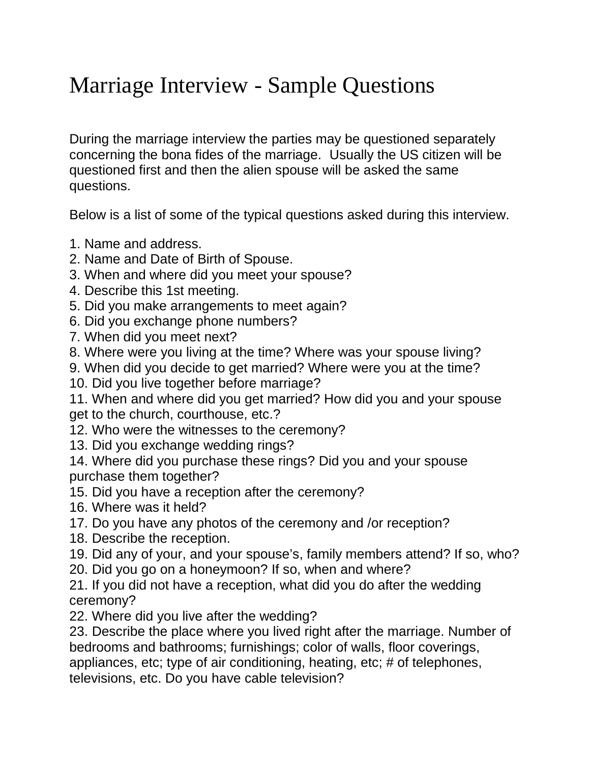# Marriage Interview - Sample Questions

During the marriage interview the parties may be questioned separately concerning the bona fides of the marriage. Usually the US citizen will be questioned first and then the alien spouse will be asked the same questions.

Below is a list of some of the typical questions asked during this interview.

1. Name and address.
2. Name and Date of Birth of Spouse.
3. When and where did you meet your spouse?
4. Describe this 1st meeting.
5. Did you make arrangements to meet again?
6. Did you exchange phone numbers?
7. When did you meet next?
8. Where were you living at the time? Where was your spouse living?
9. When did you decide to get married? Where were you at the time?
10. Did you live together before marriage?
11. When and where did you get married? How did you and your spouse get to the church, courthouse, etc.?
12. Who were the witnesses to the ceremony?
13. Did you exchange wedding rings?
14. Where did you purchase these rings? Did you and your spouse purchase them together?
15. Did you have a reception after the ceremony?
16. Where was it held?
17. Do you have any photos of the ceremony and /or reception?
18. Describe the reception.
19. Did any of your, and your spouse's, family members attend? If so, who?
20. Did you go on a honeymoon? If so, when and where?
21. If you did not have a reception, what did you do after the wedding ceremony?
22. Where did you live after the wedding?
23. Describe the place where you lived right after the marriage. Number of bedrooms and bathrooms; furnishings; color of walls, floor coverings, appliances, etc; type of air conditioning, heating, etc; # of telephones, televisions, etc. Do you have cable television?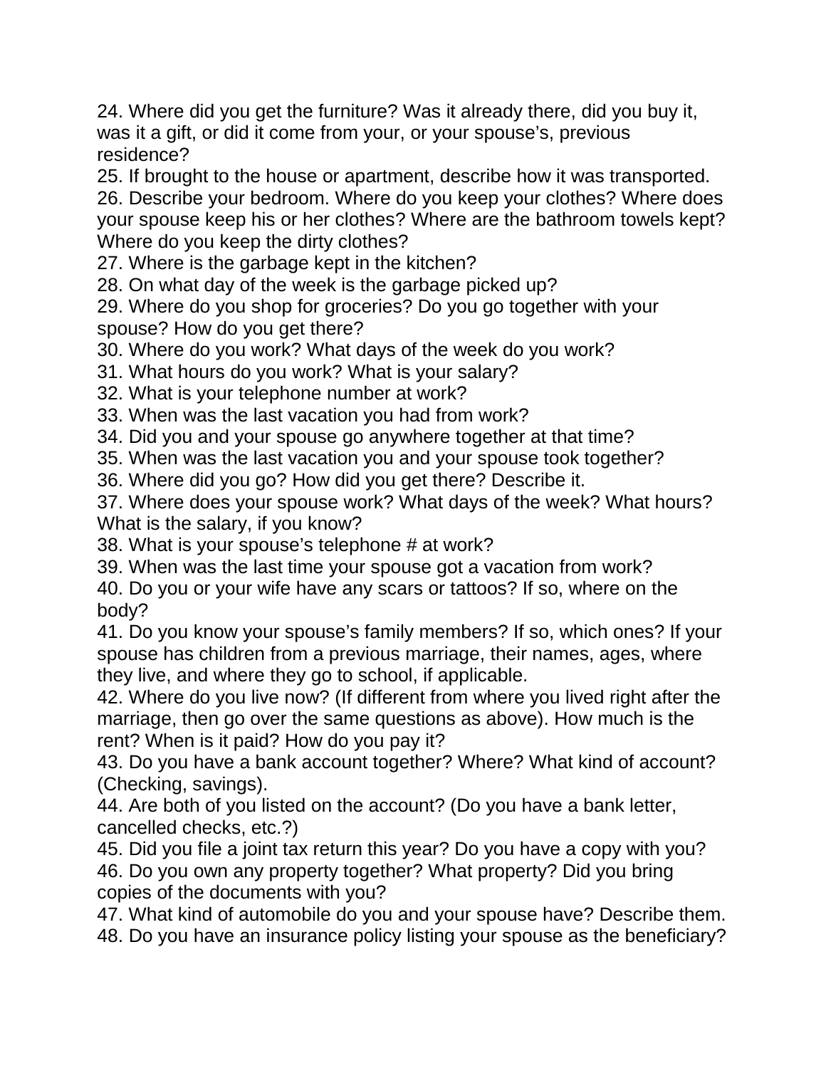24. Where did you get the furniture? Was it already there, did you buy it, was it a gift, or did it come from your, or your spouse's, previous residence?
25. If brought to the house or apartment, describe how it was transported.
26. Describe your bedroom. Where do you keep your clothes? Where does your spouse keep his or her clothes? Where are the bathroom towels kept? Where do you keep the dirty clothes?
27. Where is the garbage kept in the kitchen?
28. On what day of the week is the garbage picked up?
29. Where do you shop for groceries? Do you go together with your spouse? How do you get there?
30. Where do you work? What days of the week do you work?
31. What hours do you work? What is your salary?
32. What is your telephone number at work?
33. When was the last vacation you had from work?
34. Did you and your spouse go anywhere together at that time?
35. When was the last vacation you and your spouse took together?
36. Where did you go? How did you get there? Describe it.
37. Where does your spouse work? What days of the week? What hours? What is the salary, if you know?
38. What is your spouse's telephone # at work?
39. When was the last time your spouse got a vacation from work?
40. Do you or your wife have any scars or tattoos? If so, where on the body?
41. Do you know your spouse's family members? If so, which ones? If your spouse has children from a previous marriage, their names, ages, where they live, and where they go to school, if applicable.
42. Where do you live now? (If different from where you lived right after the marriage, then go over the same questions as above). How much is the rent? When is it paid? How do you pay it?
43. Do you have a bank account together? Where? What kind of account? (Checking, savings).
44. Are both of you listed on the account? (Do you have a bank letter, cancelled checks, etc.?)
45. Did you file a joint tax return this year? Do you have a copy with you?
46. Do you own any property together? What property? Did you bring copies of the documents with you?
47. What kind of automobile do you and your spouse have? Describe them.
48. Do you have an insurance policy listing your spouse as the beneficiary?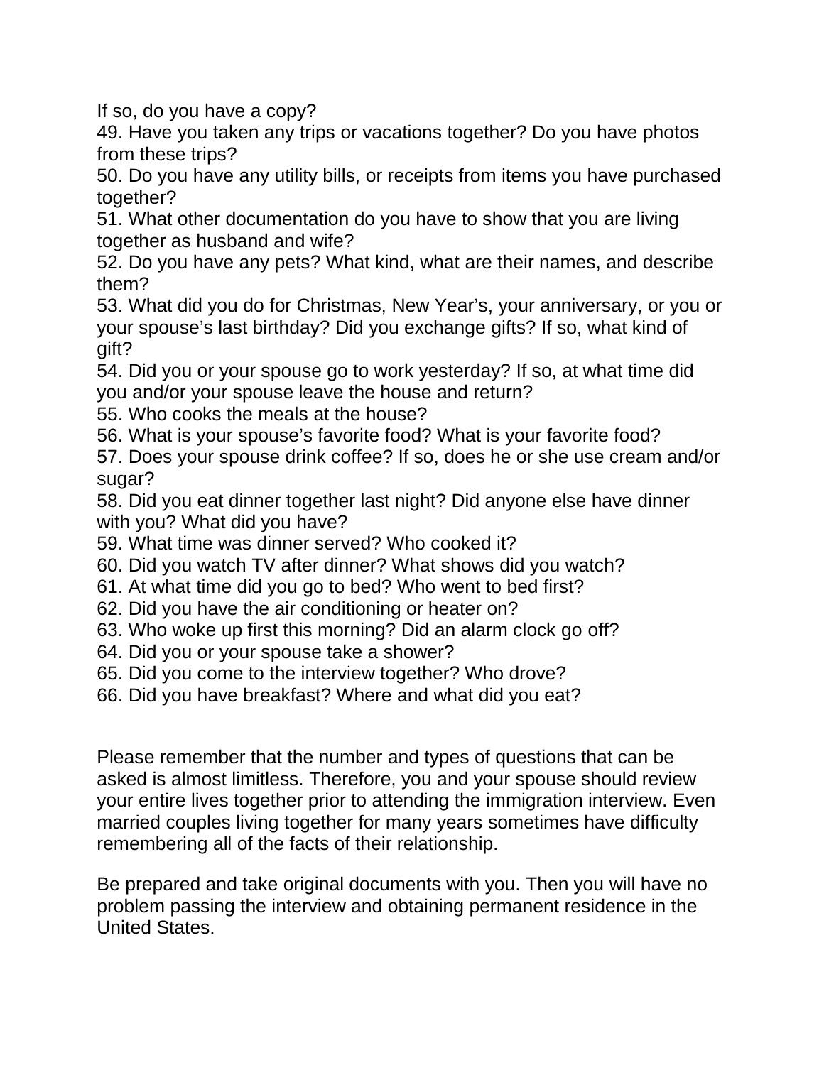If so, do you have a copy?

49. Have you taken any trips or vacations together? Do you have photos from these trips?
50. Do you have any utility bills, or receipts from items you have purchased together?
51. What other documentation do you have to show that you are living together as husband and wife?
52. Do you have any pets? What kind, what are their names, and describe them?
53. What did you do for Christmas, New Year's, your anniversary, or you or your spouse's last birthday? Did you exchange gifts? If so, what kind of gift?
54. Did you or your spouse go to work yesterday? If so, at what time did you and/or your spouse leave the house and return?
55. Who cooks the meals at the house?
56. What is your spouse's favorite food? What is your favorite food?
57. Does your spouse drink coffee? If so, does he or she use cream and/or sugar?
58. Did you eat dinner together last night? Did anyone else have dinner with you? What did you have?
59. What time was dinner served? Who cooked it?
60. Did you watch TV after dinner? What shows did you watch?
61. At what time did you go to bed? Who went to bed first?
62. Did you have the air conditioning or heater on?
63. Who woke up first this morning? Did an alarm clock go off?
64. Did you or your spouse take a shower?
65. Did you come to the interview together? Who drove?
66. Did you have breakfast? Where and what did you eat?

Please remember that the number and types of questions that can be asked is almost limitless. Therefore, you and your spouse should review your entire lives together prior to attending the immigration interview. Even married couples living together for many years sometimes have difficulty remembering all of the facts of their relationship.

Be prepared and take original documents with you. Then you will have no problem passing the interview and obtaining permanent residence in the United States.